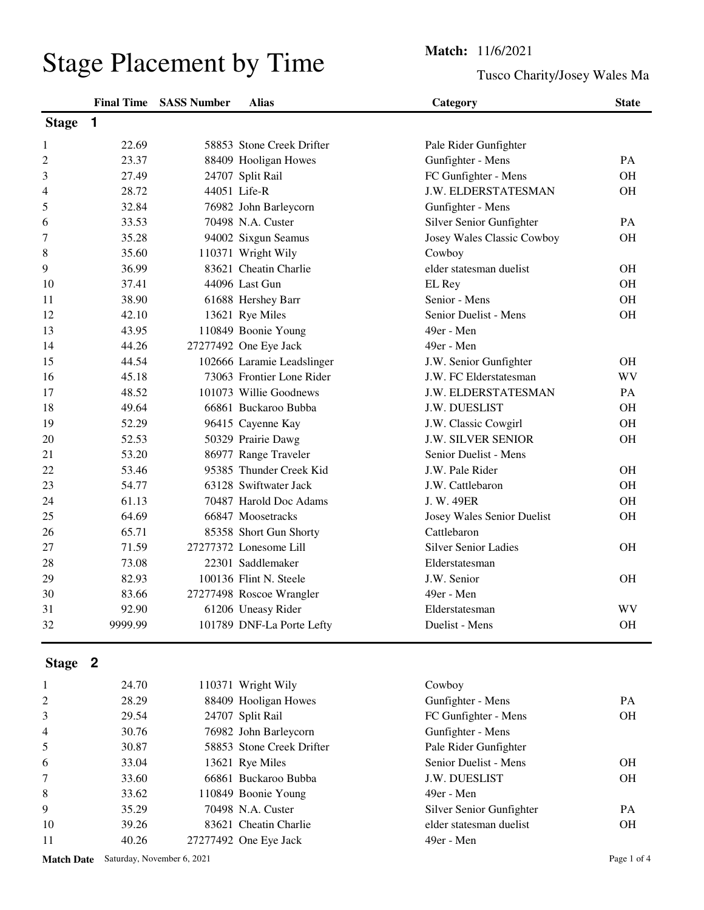# Stage Placement by Time

**Match:** 11/6/2021

Tusco Charity/Josey Wales Ma

## Stage 1

| | Final Time | SASS Number | Alias | Category | State |
|---|---|---|---|---|---|
| 1 | 22.69 | 58853 | Stone Creek Drifter | Pale Rider Gunfighter | |
| 2 | 23.37 | 88409 | Hooligan Howes | Gunfighter - Mens | PA |
| 3 | 27.49 | 24707 | Split Rail | FC Gunfighter - Mens | OH |
| 4 | 28.72 | 44051 | Life-R | J.W. ELDERSTATESMAN | OH |
| 5 | 32.84 | 76982 | John Barleycorn | Gunfighter - Mens | |
| 6 | 33.53 | 70498 | N.A. Custer | Silver Senior Gunfighter | PA |
| 7 | 35.28 | 94002 | Sixgun Seamus | Josey Wales Classic Cowboy | OH |
| 8 | 35.60 | 110371 | Wright Wily | Cowboy | |
| 9 | 36.99 | 83621 | Cheatin Charlie | elder statesman duelist | OH |
| 10 | 37.41 | 44096 | Last Gun | EL Rey | OH |
| 11 | 38.90 | 61688 | Hershey Barr | Senior - Mens | OH |
| 12 | 42.10 | 13621 | Rye Miles | Senior Duelist - Mens | OH |
| 13 | 43.95 | 110849 | Boonie Young | 49er - Men | |
| 14 | 44.26 | 27277492 | One Eye Jack | 49er - Men | |
| 15 | 44.54 | 102666 | Laramie Leadslinger | J.W. Senior Gunfighter | OH |
| 16 | 45.18 | 73063 | Frontier Lone Rider | J.W. FC Elderstatesman | WV |
| 17 | 48.52 | 101073 | Willie Goodnews | J.W. ELDERSTATESMAN | PA |
| 18 | 49.64 | 66861 | Buckaroo Bubba | J.W. DUESLIST | OH |
| 19 | 52.29 | 96415 | Cayenne Kay | J.W. Classic Cowgirl | OH |
| 20 | 52.53 | 50329 | Prairie Dawg | J.W. SILVER SENIOR | OH |
| 21 | 53.20 | 86977 | Range Traveler | Senior Duelist - Mens | |
| 22 | 53.46 | 95385 | Thunder Creek Kid | J.W. Pale Rider | OH |
| 23 | 54.77 | 63128 | Swiftwater Jack | J.W. Cattlebaron | OH |
| 24 | 61.13 | 70487 | Harold Doc Adams | J. W. 49ER | OH |
| 25 | 64.69 | 66847 | Moosetracks | Josey Wales Senior Duelist | OH |
| 26 | 65.71 | 85358 | Short Gun Shorty | Cattlebaron | |
| 27 | 71.59 | 27277372 | Lonesome Lill | Silver Senior Ladies | OH |
| 28 | 73.08 | 22301 | Saddlemaker | Elderstatesman | |
| 29 | 82.93 | 100136 | Flint N. Steele | J.W. Senior | OH |
| 30 | 83.66 | 27277498 | Roscoe Wrangler | 49er - Men | |
| 31 | 92.90 | 61206 | Uneasy Rider | Elderstatesman | WV |
| 32 | 9999.99 | 101789 | DNF-La Porte Lefty | Duelist - Mens | OH |

## Stage 2

| | Final Time | SASS Number | Alias | Category | State |
|---|---|---|---|---|---|
| 1 | 24.70 | 110371 | Wright Wily | Cowboy | |
| 2 | 28.29 | 88409 | Hooligan Howes | Gunfighter - Mens | PA |
| 3 | 29.54 | 24707 | Split Rail | FC Gunfighter - Mens | OH |
| 4 | 30.76 | 76982 | John Barleycorn | Gunfighter - Mens | |
| 5 | 30.87 | 58853 | Stone Creek Drifter | Pale Rider Gunfighter | |
| 6 | 33.04 | 13621 | Rye Miles | Senior Duelist - Mens | OH |
| 7 | 33.60 | 66861 | Buckaroo Bubba | J.W. DUESLIST | OH |
| 8 | 33.62 | 110849 | Boonie Young | 49er - Men | |
| 9 | 35.29 | 70498 | N.A. Custer | Silver Senior Gunfighter | PA |
| 10 | 39.26 | 83621 | Cheatin Charlie | elder statesman duelist | OH |
| 11 | 40.26 | 27277492 | One Eye Jack | 49er - Men | |

**Match Date** Saturday, November 6, 2021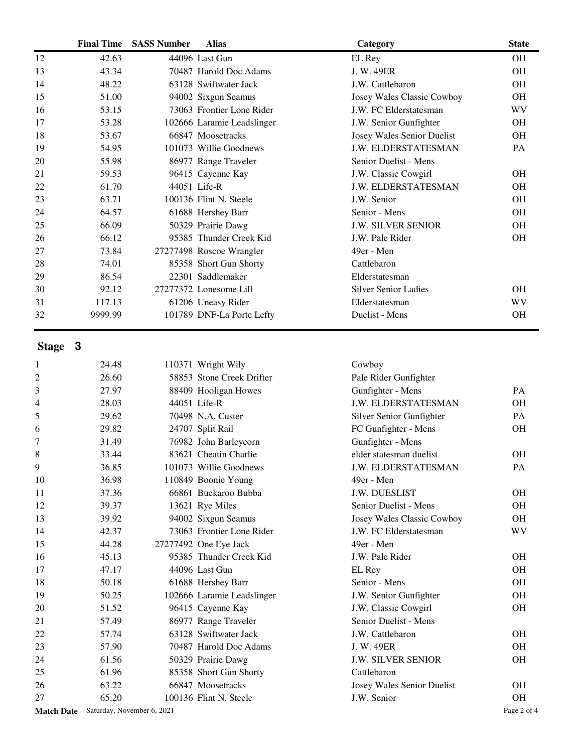| | Final Time | SASS Number | Alias | Category | State |
|---|---|---|---|---|---|
| 12 | 42.63 | 44096 | Last Gun | EL Rey | OH |
| 13 | 43.34 | 70487 | Harold Doc Adams | J. W. 49ER | OH |
| 14 | 48.22 | 63128 | Swiftwater Jack | J.W. Cattlebaron | OH |
| 15 | 51.00 | 94002 | Sixgun Seamus | Josey Wales Classic Cowboy | OH |
| 16 | 53.15 | 73063 | Frontier Lone Rider | J.W. FC Elderstatesman | WV |
| 17 | 53.28 | 102666 | Laramie Leadslinger | J.W. Senior Gunfighter | OH |
| 18 | 53.67 | 66847 | Moosetracks | Josey Wales Senior Duelist | OH |
| 19 | 54.95 | 101073 | Willie Goodnews | J.W. ELDERSTATESMAN | PA |
| 20 | 55.98 | 86977 | Range Traveler | Senior Duelist - Mens | |
| 21 | 59.53 | 96415 | Cayenne Kay | J.W. Classic Cowgirl | OH |
| 22 | 61.70 | 44051 | Life-R | J.W. ELDERSTATESMAN | OH |
| 23 | 63.71 | 100136 | Flint N. Steele | J.W. Senior | OH |
| 24 | 64.57 | 61688 | Hershey Barr | Senior - Mens | OH |
| 25 | 66.09 | 50329 | Prairie Dawg | J.W. SILVER SENIOR | OH |
| 26 | 66.12 | 95385 | Thunder Creek Kid | J.W. Pale Rider | OH |
| 27 | 73.84 | 27277498 | Roscoe Wrangler | 49er - Men | |
| 28 | 74.01 | 85358 | Short Gun Shorty | Cattlebaron | |
| 29 | 86.54 | 22301 | Saddlemaker | Elderstatesman | |
| 30 | 92.12 | 27277372 | Lonesome Lill | Silver Senior Ladies | OH |
| 31 | 117.13 | 61206 | Uneasy Rider | Elderstatesman | WV |
| 32 | 9999.99 | 101789 | DNF-La Porte Lefty | Duelist - Mens | OH |

## Stage 3

| | Final Time | SASS Number | Alias | Category | State |
|---|---|---|---|---|---|
| 1 | 24.48 | 110371 | Wright Wily | Cowboy | |
| 2 | 26.60 | 58853 | Stone Creek Drifter | Pale Rider Gunfighter | |
| 3 | 27.97 | 88409 | Hooligan Howes | Gunfighter - Mens | PA |
| 4 | 28.03 | 44051 | Life-R | J.W. ELDERSTATESMAN | OH |
| 5 | 29.62 | 70498 | N.A. Custer | Silver Senior Gunfighter | PA |
| 6 | 29.82 | 24707 | Split Rail | FC Gunfighter - Mens | OH |
| 7 | 31.49 | 76982 | John Barleycorn | Gunfighter - Mens | |
| 8 | 33.44 | 83621 | Cheatin Charlie | elder statesman duelist | OH |
| 9 | 36.85 | 101073 | Willie Goodnews | J.W. ELDERSTATESMAN | PA |
| 10 | 36.98 | 110849 | Boonie Young | 49er - Men | |
| 11 | 37.36 | 66861 | Buckaroo Bubba | J.W. DUESLIST | OH |
| 12 | 39.37 | 13621 | Rye Miles | Senior Duelist - Mens | OH |
| 13 | 39.92 | 94002 | Sixgun Seamus | Josey Wales Classic Cowboy | OH |
| 14 | 42.37 | 73063 | Frontier Lone Rider | J.W. FC Elderstatesman | WV |
| 15 | 44.28 | 27277492 | One Eye Jack | 49er - Men | |
| 16 | 45.13 | 95385 | Thunder Creek Kid | J.W. Pale Rider | OH |
| 17 | 47.17 | 44096 | Last Gun | EL Rey | OH |
| 18 | 50.18 | 61688 | Hershey Barr | Senior - Mens | OH |
| 19 | 50.25 | 102666 | Laramie Leadslinger | J.W. Senior Gunfighter | OH |
| 20 | 51.52 | 96415 | Cayenne Kay | J.W. Classic Cowgirl | OH |
| 21 | 57.49 | 86977 | Range Traveler | Senior Duelist - Mens | |
| 22 | 57.74 | 63128 | Swiftwater Jack | J.W. Cattlebaron | OH |
| 23 | 57.90 | 70487 | Harold Doc Adams | J. W. 49ER | OH |
| 24 | 61.56 | 50329 | Prairie Dawg | J.W. SILVER SENIOR | OH |
| 25 | 61.96 | 85358 | Short Gun Shorty | Cattlebaron | |
| 26 | 63.22 | 66847 | Moosetracks | Josey Wales Senior Duelist | OH |
| 27 | 65.20 | 100136 | Flint N. Steele | J.W. Senior | OH |

**Match Date** Saturday, November 6, 2021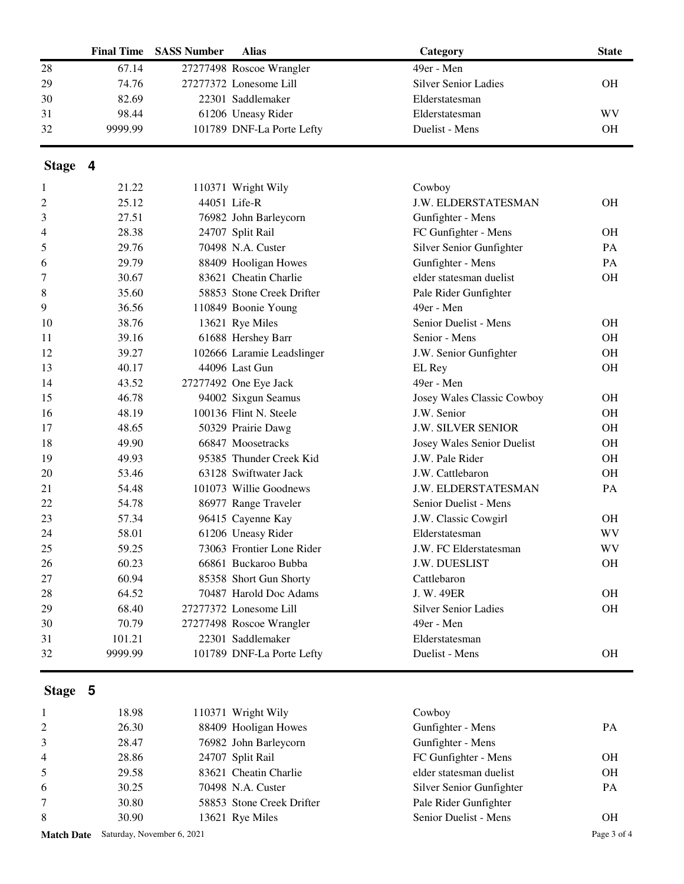| | Final Time | SASS Number | Alias | Category | State |
|---|---|---|---|---|---|
| 28 | 67.14 | 27277498 | Roscoe Wrangler | 49er - Men | |
| 29 | 74.76 | 27277372 | Lonesome Lill | Silver Senior Ladies | OH |
| 30 | 82.69 | 22301 | Saddlemaker | Elderstatesman | |
| 31 | 98.44 | 61206 | Uneasy Rider | Elderstatesman | WV |
| 32 | 9999.99 | 101789 | DNF-La Porte Lefty | Duelist - Mens | OH |

## Stage 4

| | Final Time | SASS Number | Alias | Category | State |
|---|---|---|---|---|---|
| 1 | 21.22 | 110371 | Wright Wily | Cowboy | |
| 2 | 25.12 | 44051 | Life-R | J.W. ELDERSTATESMAN | OH |
| 3 | 27.51 | 76982 | John Barleycorn | Gunfighter - Mens | |
| 4 | 28.38 | 24707 | Split Rail | FC Gunfighter - Mens | OH |
| 5 | 29.76 | 70498 | N.A. Custer | Silver Senior Gunfighter | PA |
| 6 | 29.79 | 88409 | Hooligan Howes | Gunfighter - Mens | PA |
| 7 | 30.67 | 83621 | Cheatin Charlie | elder statesman duelist | OH |
| 8 | 35.60 | 58853 | Stone Creek Drifter | Pale Rider Gunfighter | |
| 9 | 36.56 | 110849 | Boonie Young | 49er - Men | |
| 10 | 38.76 | 13621 | Rye Miles | Senior Duelist - Mens | OH |
| 11 | 39.16 | 61688 | Hershey Barr | Senior - Mens | OH |
| 12 | 39.27 | 102666 | Laramie Leadslinger | J.W. Senior Gunfighter | OH |
| 13 | 40.17 | 44096 | Last Gun | EL Rey | OH |
| 14 | 43.52 | 27277492 | One Eye Jack | 49er - Men | |
| 15 | 46.78 | 94002 | Sixgun Seamus | Josey Wales Classic Cowboy | OH |
| 16 | 48.19 | 100136 | Flint N. Steele | J.W. Senior | OH |
| 17 | 48.65 | 50329 | Prairie Dawg | J.W. SILVER SENIOR | OH |
| 18 | 49.90 | 66847 | Moosetracks | Josey Wales Senior Duelist | OH |
| 19 | 49.93 | 95385 | Thunder Creek Kid | J.W. Pale Rider | OH |
| 20 | 53.46 | 63128 | Swiftwater Jack | J.W. Cattlebaron | OH |
| 21 | 54.48 | 101073 | Willie Goodnews | J.W. ELDERSTATESMAN | PA |
| 22 | 54.78 | 86977 | Range Traveler | Senior Duelist - Mens | |
| 23 | 57.34 | 96415 | Cayenne Kay | J.W. Classic Cowgirl | OH |
| 24 | 58.01 | 61206 | Uneasy Rider | Elderstatesman | WV |
| 25 | 59.25 | 73063 | Frontier Lone Rider | J.W. FC Elderstatesman | WV |
| 26 | 60.23 | 66861 | Buckaroo Bubba | J.W. DUESLIST | OH |
| 27 | 60.94 | 85358 | Short Gun Shorty | Cattlebaron | |
| 28 | 64.52 | 70487 | Harold Doc Adams | J. W. 49ER | OH |
| 29 | 68.40 | 27277372 | Lonesome Lill | Silver Senior Ladies | OH |
| 30 | 70.79 | 27277498 | Roscoe Wrangler | 49er - Men | |
| 31 | 101.21 | 22301 | Saddlemaker | Elderstatesman | |
| 32 | 9999.99 | 101789 | DNF-La Porte Lefty | Duelist - Mens | OH |

## Stage 5

| | Final Time | SASS Number | Alias | Category | State |
|---|---|---|---|---|---|
| 1 | 18.98 | 110371 | Wright Wily | Cowboy | |
| 2 | 26.30 | 88409 | Hooligan Howes | Gunfighter - Mens | PA |
| 3 | 28.47 | 76982 | John Barleycorn | Gunfighter - Mens | |
| 4 | 28.86 | 24707 | Split Rail | FC Gunfighter - Mens | OH |
| 5 | 29.58 | 83621 | Cheatin Charlie | elder statesman duelist | OH |
| 6 | 30.25 | 70498 | N.A. Custer | Silver Senior Gunfighter | PA |
| 7 | 30.80 | 58853 | Stone Creek Drifter | Pale Rider Gunfighter | |
| 8 | 30.90 | 13621 | Rye Miles | Senior Duelist - Mens | OH |

**Match Date** Saturday, November 6, 2021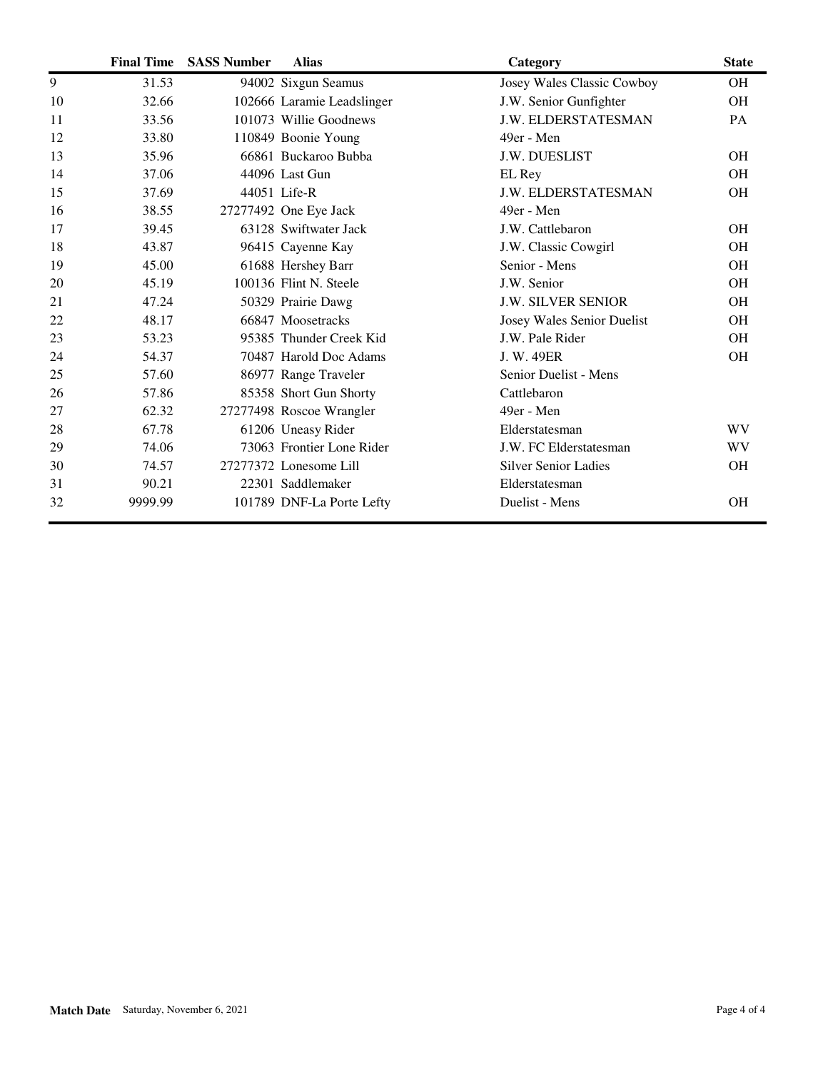| | Final Time | SASS Number | Alias | Category | State |
|---|---|---|---|---|---|
| 9 | 31.53 | 94002 | Sixgun Seamus | Josey Wales Classic Cowboy | OH |
| 10 | 32.66 | 102666 | Laramie Leadslinger | J.W. Senior Gunfighter | OH |
| 11 | 33.56 | 101073 | Willie Goodnews | J.W. ELDERSTATESMAN | PA |
| 12 | 33.80 | 110849 | Boonie Young | 49er - Men | |
| 13 | 35.96 | 66861 | Buckaroo Bubba | J.W. DUESLIST | OH |
| 14 | 37.06 | 44096 | Last Gun | EL Rey | OH |
| 15 | 37.69 | 44051 | Life-R | J.W. ELDERSTATESMAN | OH |
| 16 | 38.55 | 27277492 | One Eye Jack | 49er - Men | |
| 17 | 39.45 | 63128 | Swiftwater Jack | J.W. Cattlebaron | OH |
| 18 | 43.87 | 96415 | Cayenne Kay | J.W. Classic Cowgirl | OH |
| 19 | 45.00 | 61688 | Hershey Barr | Senior - Mens | OH |
| 20 | 45.19 | 100136 | Flint N. Steele | J.W. Senior | OH |
| 21 | 47.24 | 50329 | Prairie Dawg | J.W. SILVER SENIOR | OH |
| 22 | 48.17 | 66847 | Moosetracks | Josey Wales Senior Duelist | OH |
| 23 | 53.23 | 95385 | Thunder Creek Kid | J.W. Pale Rider | OH |
| 24 | 54.37 | 70487 | Harold Doc Adams | J. W. 49ER | OH |
| 25 | 57.60 | 86977 | Range Traveler | Senior Duelist - Mens | |
| 26 | 57.86 | 85358 | Short Gun Shorty | Cattlebaron | |
| 27 | 62.32 | 27277498 | Roscoe Wrangler | 49er - Men | |
| 28 | 67.78 | 61206 | Uneasy Rider | Elderstatesman | WV |
| 29 | 74.06 | 73063 | Frontier Lone Rider | J.W. FC Elderstatesman | WV |
| 30 | 74.57 | 27277372 | Lonesome Lill | Silver Senior Ladies | OH |
| 31 | 90.21 | 22301 | Saddlemaker | Elderstatesman | |
| 32 | 9999.99 | 101789 | DNF-La Porte Lefty | Duelist - Mens | OH |

**Match Date** Saturday, November 6, 2021